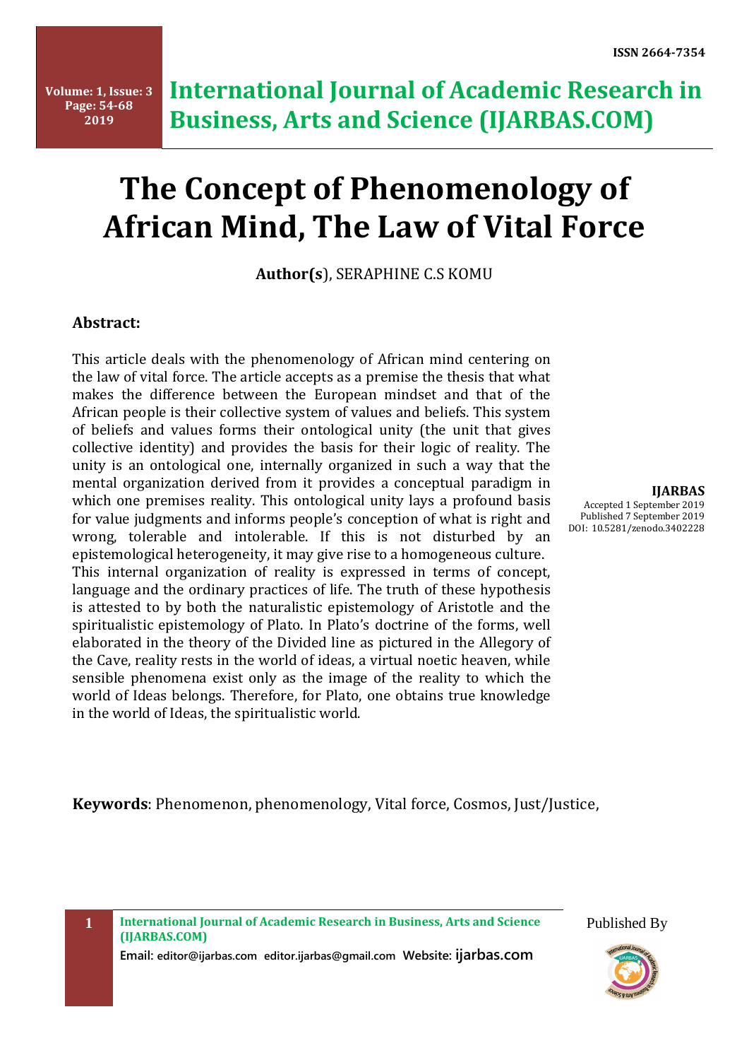# The Concept of Phenomenology of African Mind, The Law of Vital Force

**Author(s**), SERAPHINE C.S KOMU

**IJARBAS**
Accepted 1 September 2019
Published 7 September 2019
DOI: 10.5281/zenodo.3402228

## Abstract:

This article deals with the phenomenology of African mind centering on the law of vital force. The article accepts as a premise the thesis that what makes the difference between the European mindset and that of the African people is their collective system of values and beliefs. This system of beliefs and values forms their ontological unity (the unit that gives collective identity) and provides the basis for their logic of reality. The unity is an ontological one, internally organized in such a way that the mental organization derived from it provides a conceptual paradigm in which one premises reality. This ontological unity lays a profound basis for value judgments and informs people's conception of what is right and wrong, tolerable and intolerable. If this is not disturbed by an epistemological heterogeneity, it may give rise to a homogeneous culture.
This internal organization of reality is expressed in terms of concept, language and the ordinary practices of life. The truth of these hypothesis is attested to by both the naturalistic epistemology of Aristotle and the spiritualistic epistemology of Plato. In Plato's doctrine of the forms, well elaborated in the theory of the Divided line as pictured in the Allegory of the Cave, reality rests in the world of ideas, a virtual noetic heaven, while sensible phenomena exist only as the image of the reality to which the world of Ideas belongs. Therefore, for Plato, one obtains true knowledge in the world of Ideas, the spiritualistic world.

**Keywords**: Phenomenon, phenomenology, Vital force, Cosmos, Just/Justice,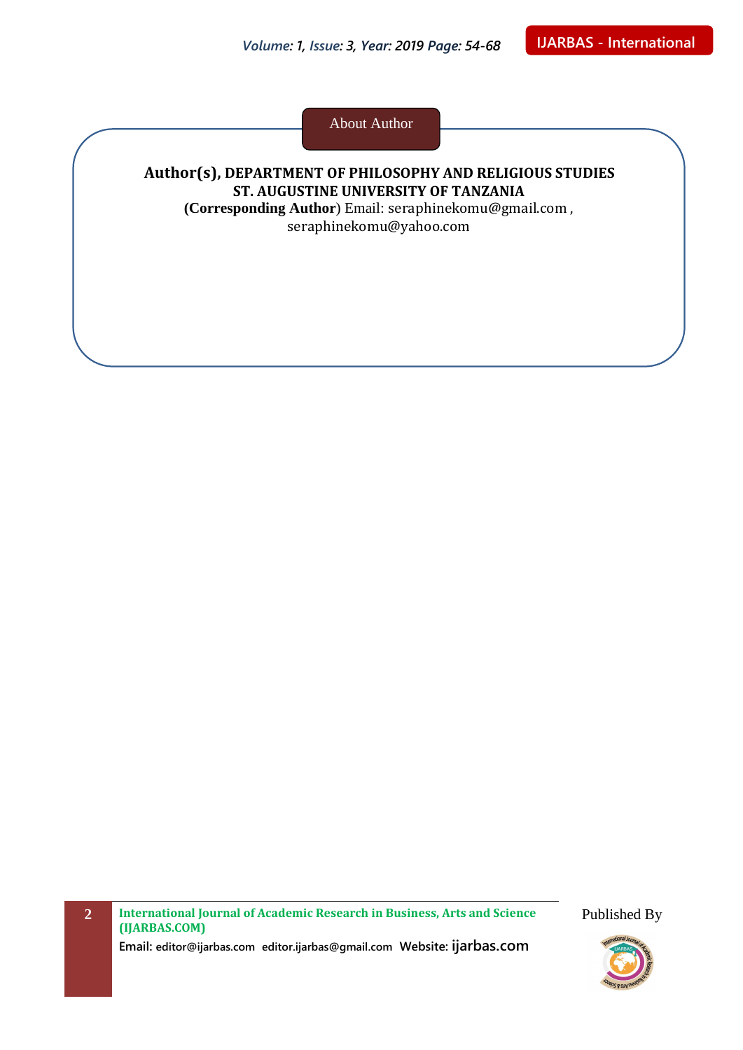## About Author

**Author(s), DEPARTMENT OF PHILOSOPHY AND RELIGIOUS STUDIES**
**ST. AUGUSTINE UNIVERSITY OF TANZANIA**

(**Corresponding Author**) Email: seraphinekomu@gmail.com , seraphinekomu@yahoo.com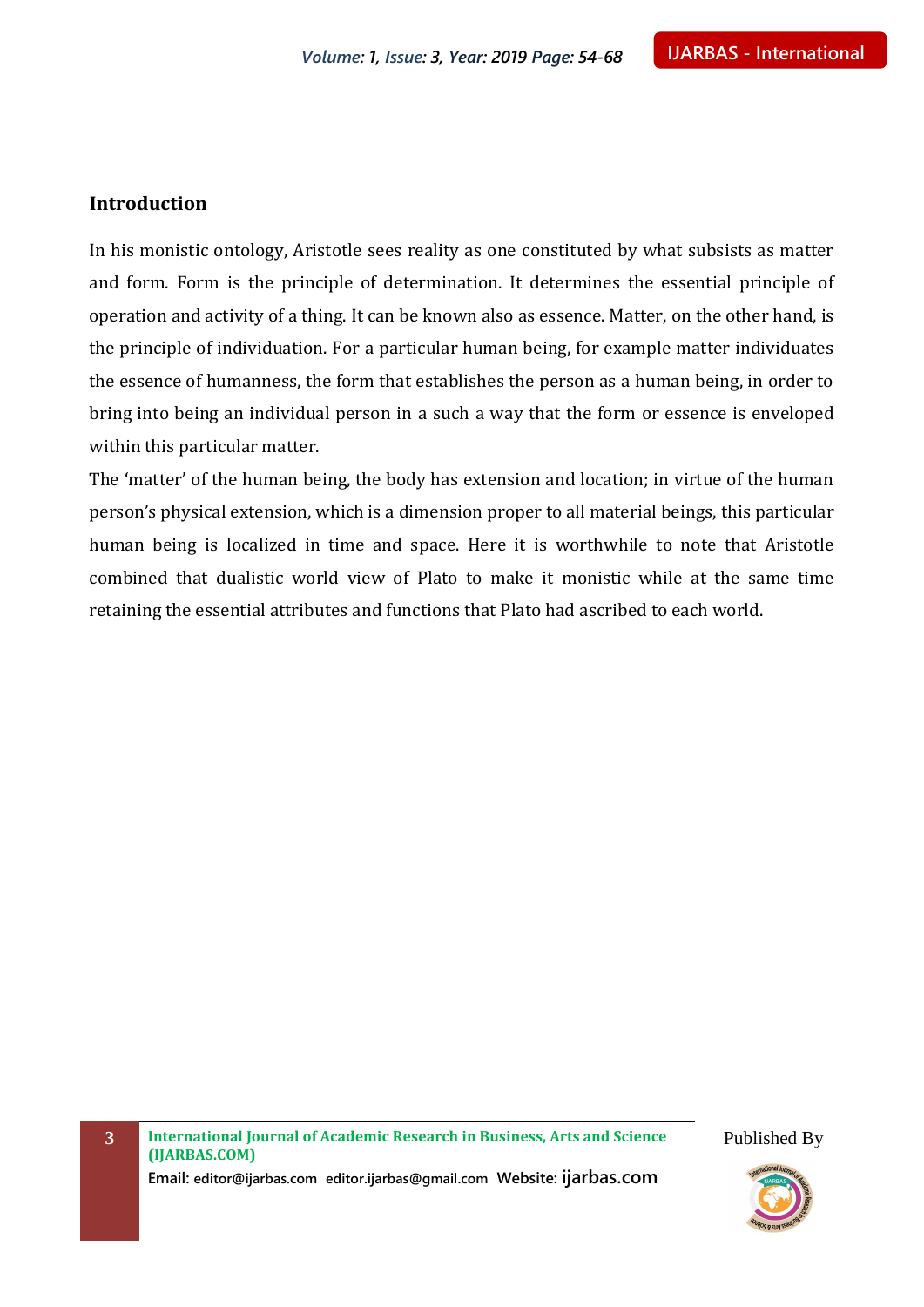## Introduction

In his monistic ontology, Aristotle sees reality as one constituted by what subsists as matter and form. Form is the principle of determination. It determines the essential principle of operation and activity of a thing. It can be known also as essence. Matter, on the other hand, is the principle of individuation. For a particular human being, for example matter individuates the essence of humanness, the form that establishes the person as a human being, in order to bring into being an individual person in a such a way that the form or essence is enveloped within this particular matter.

The 'matter' of the human being, the body has extension and location; in virtue of the human person's physical extension, which is a dimension proper to all material beings, this particular human being is localized in time and space. Here it is worthwhile to note that Aristotle combined that dualistic world view of Plato to make it monistic while at the same time retaining the essential attributes and functions that Plato had ascribed to each world.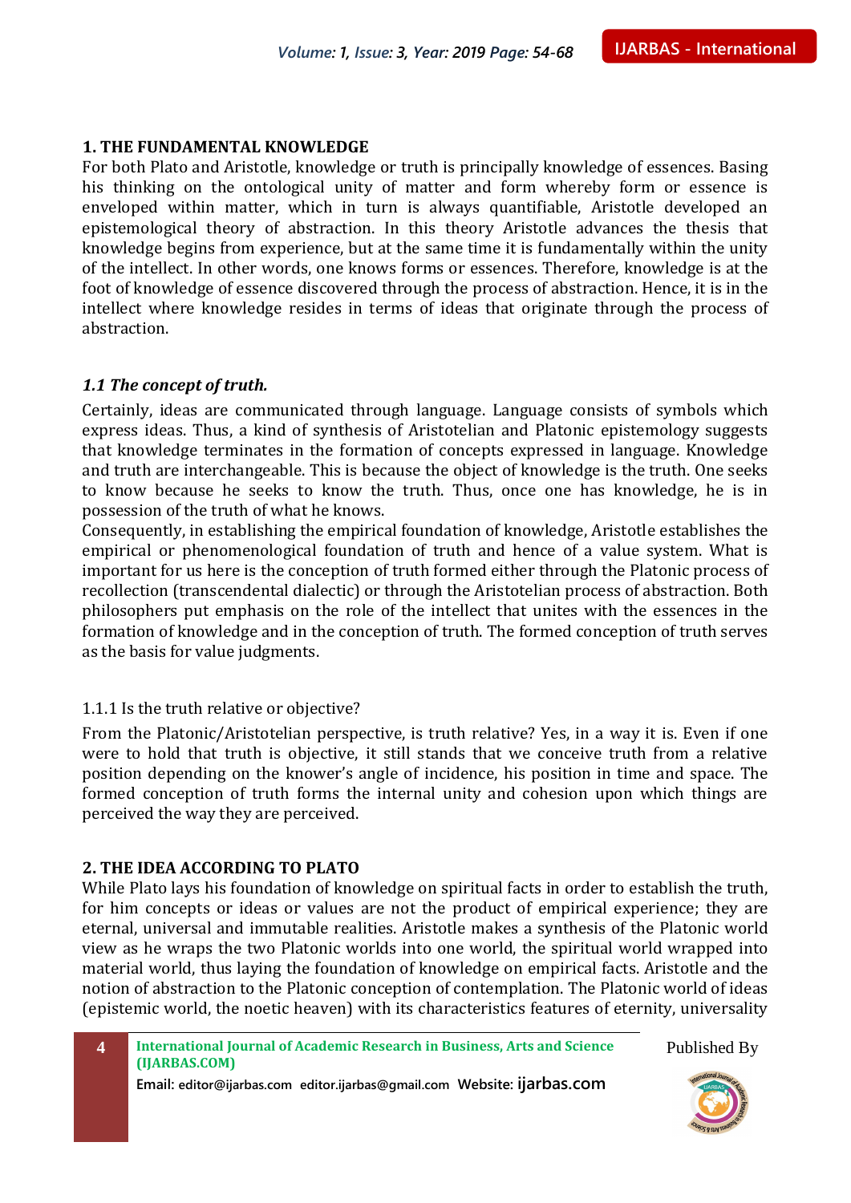## 1. THE FUNDAMENTAL KNOWLEDGE

For both Plato and Aristotle, knowledge or truth is principally knowledge of essences. Basing his thinking on the ontological unity of matter and form whereby form or essence is enveloped within matter, which in turn is always quantifiable, Aristotle developed an epistemological theory of abstraction. In this theory Aristotle advances the thesis that knowledge begins from experience, but at the same time it is fundamentally within the unity of the intellect. In other words, one knows forms or essences. Therefore, knowledge is at the foot of knowledge of essence discovered through the process of abstraction. Hence, it is in the intellect where knowledge resides in terms of ideas that originate through the process of abstraction.

### *1.1 The concept of truth.*

Certainly, ideas are communicated through language. Language consists of symbols which express ideas. Thus, a kind of synthesis of Aristotelian and Platonic epistemology suggests that knowledge terminates in the formation of concepts expressed in language. Knowledge and truth are interchangeable. This is because the object of knowledge is the truth. One seeks to know because he seeks to know the truth. Thus, once one has knowledge, he is in possession of the truth of what he knows.

Consequently, in establishing the empirical foundation of knowledge, Aristotle establishes the empirical or phenomenological foundation of truth and hence of a value system. What is important for us here is the conception of truth formed either through the Platonic process of recollection (transcendental dialectic) or through the Aristotelian process of abstraction. Both philosophers put emphasis on the role of the intellect that unites with the essences in the formation of knowledge and in the conception of truth. The formed conception of truth serves as the basis for value judgments.

#### 1.1.1 Is the truth relative or objective?

From the Platonic/Aristotelian perspective, is truth relative? Yes, in a way it is. Even if one were to hold that truth is objective, it still stands that we conceive truth from a relative position depending on the knower's angle of incidence, his position in time and space. The formed conception of truth forms the internal unity and cohesion upon which things are perceived the way they are perceived.

## 2. THE IDEA ACCORDING TO PLATO

While Plato lays his foundation of knowledge on spiritual facts in order to establish the truth, for him concepts or ideas or values are not the product of empirical experience; they are eternal, universal and immutable realities. Aristotle makes a synthesis of the Platonic world view as he wraps the two Platonic worlds into one world, the spiritual world wrapped into material world, thus laying the foundation of knowledge on empirical facts. Aristotle and the notion of abstraction to the Platonic conception of contemplation. The Platonic world of ideas (epistemic world, the noetic heaven) with its characteristics features of eternity, universality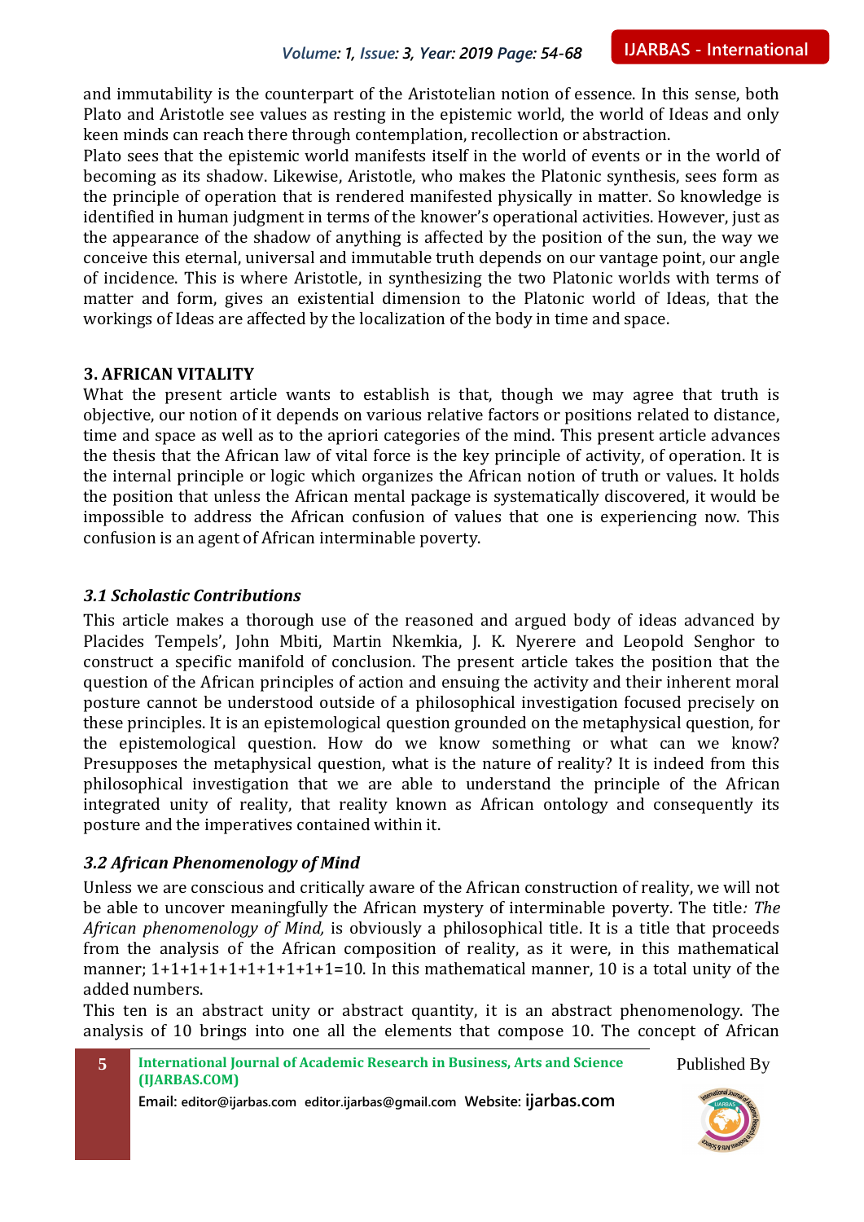and immutability is the counterpart of the Aristotelian notion of essence. In this sense, both Plato and Aristotle see values as resting in the epistemic world, the world of Ideas and only keen minds can reach there through contemplation, recollection or abstraction.

Plato sees that the epistemic world manifests itself in the world of events or in the world of becoming as its shadow. Likewise, Aristotle, who makes the Platonic synthesis, sees form as the principle of operation that is rendered manifested physically in matter. So knowledge is identified in human judgment in terms of the knower's operational activities. However, just as the appearance of the shadow of anything is affected by the position of the sun, the way we conceive this eternal, universal and immutable truth depends on our vantage point, our angle of incidence. This is where Aristotle, in synthesizing the two Platonic worlds with terms of matter and form, gives an existential dimension to the Platonic world of Ideas, that the workings of Ideas are affected by the localization of the body in time and space.

## 3. AFRICAN VITALITY

What the present article wants to establish is that, though we may agree that truth is objective, our notion of it depends on various relative factors or positions related to distance, time and space as well as to the apriori categories of the mind. This present article advances the thesis that the African law of vital force is the key principle of activity, of operation. It is the internal principle or logic which organizes the African notion of truth or values. It holds the position that unless the African mental package is systematically discovered, it would be impossible to address the African confusion of values that one is experiencing now. This confusion is an agent of African interminable poverty.

### *3.1 Scholastic Contributions*

This article makes a thorough use of the reasoned and argued body of ideas advanced by Placides Tempels', John Mbiti, Martin Nkemkia, J. K. Nyerere and Leopold Senghor to construct a specific manifold of conclusion. The present article takes the position that the question of the African principles of action and ensuing the activity and their inherent moral posture cannot be understood outside of a philosophical investigation focused precisely on these principles. It is an epistemological question grounded on the metaphysical question, for the epistemological question. How do we know something or what can we know? Presupposes the metaphysical question, what is the nature of reality? It is indeed from this philosophical investigation that we are able to understand the principle of the African integrated unity of reality, that reality known as African ontology and consequently its posture and the imperatives contained within it.

### *3.2 African Phenomenology of Mind*

Unless we are conscious and critically aware of the African construction of reality, we will not be able to uncover meaningfully the African mystery of interminable poverty. The title*: The African phenomenology of Mind,* is obviously a philosophical title. It is a title that proceeds from the analysis of the African composition of reality, as it were, in this mathematical manner; $1+1+1+1+1+1+1+1+1+1=10$. In this mathematical manner, 10 is a total unity of the added numbers.

This ten is an abstract unity or abstract quantity, it is an abstract phenomenology. The analysis of 10 brings into one all the elements that compose 10. The concept of African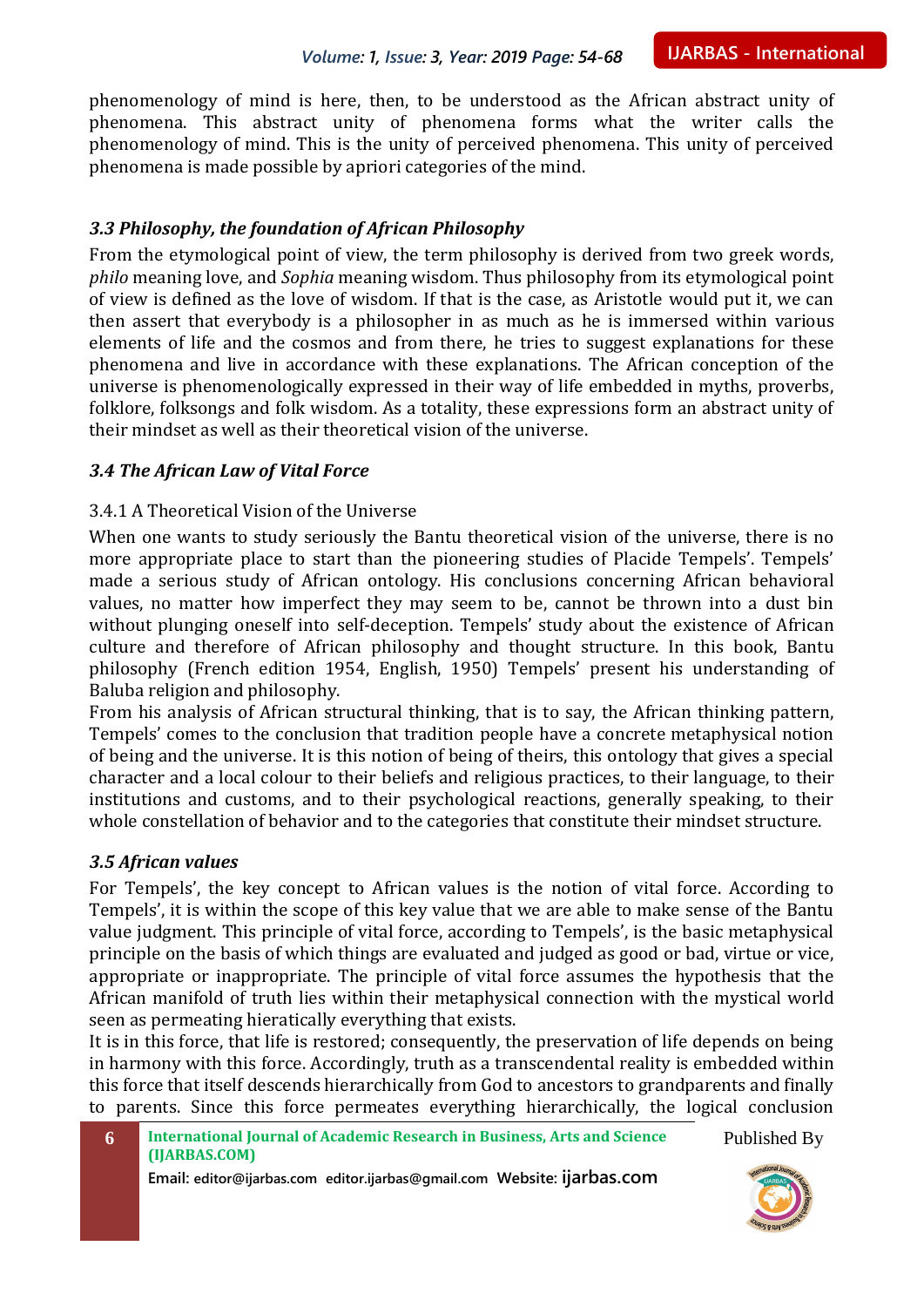phenomenology of mind is here, then, to be understood as the African abstract unity of phenomena. This abstract unity of phenomena forms what the writer calls the phenomenology of mind. This is the unity of perceived phenomena. This unity of perceived phenomena is made possible by apriori categories of the mind.

### *3.3 Philosophy, the foundation of African Philosophy*

From the etymological point of view, the term philosophy is derived from two greek words, *philo* meaning love, and *Sophia* meaning wisdom. Thus philosophy from its etymological point of view is defined as the love of wisdom. If that is the case, as Aristotle would put it, we can then assert that everybody is a philosopher in as much as he is immersed within various elements of life and the cosmos and from there, he tries to suggest explanations for these phenomena and live in accordance with these explanations. The African conception of the universe is phenomenologically expressed in their way of life embedded in myths, proverbs, folklore, folksongs and folk wisdom. As a totality, these expressions form an abstract unity of their mindset as well as their theoretical vision of the universe.

### *3.4 The African Law of Vital Force*

#### 3.4.1 A Theoretical Vision of the Universe

When one wants to study seriously the Bantu theoretical vision of the universe, there is no more appropriate place to start than the pioneering studies of Placide Tempels'. Tempels' made a serious study of African ontology. His conclusions concerning African behavioral values, no matter how imperfect they may seem to be, cannot be thrown into a dust bin without plunging oneself into self-deception. Tempels' study about the existence of African culture and therefore of African philosophy and thought structure. In this book, Bantu philosophy (French edition 1954, English, 1950) Tempels' present his understanding of Baluba religion and philosophy.

From his analysis of African structural thinking, that is to say, the African thinking pattern, Tempels' comes to the conclusion that tradition people have a concrete metaphysical notion of being and the universe. It is this notion of being of theirs, this ontology that gives a special character and a local colour to their beliefs and religious practices, to their language, to their institutions and customs, and to their psychological reactions, generally speaking, to their whole constellation of behavior and to the categories that constitute their mindset structure.

### *3.5 African values*

For Tempels', the key concept to African values is the notion of vital force. According to Tempels', it is within the scope of this key value that we are able to make sense of the Bantu value judgment. This principle of vital force, according to Tempels', is the basic metaphysical principle on the basis of which things are evaluated and judged as good or bad, virtue or vice, appropriate or inappropriate. The principle of vital force assumes the hypothesis that the African manifold of truth lies within their metaphysical connection with the mystical world seen as permeating hieratically everything that exists.

It is in this force, that life is restored; consequently, the preservation of life depends on being in harmony with this force. Accordingly, truth as a transcendental reality is embedded within this force that itself descends hierarchically from God to ancestors to grandparents and finally to parents. Since this force permeates everything hierarchically, the logical conclusion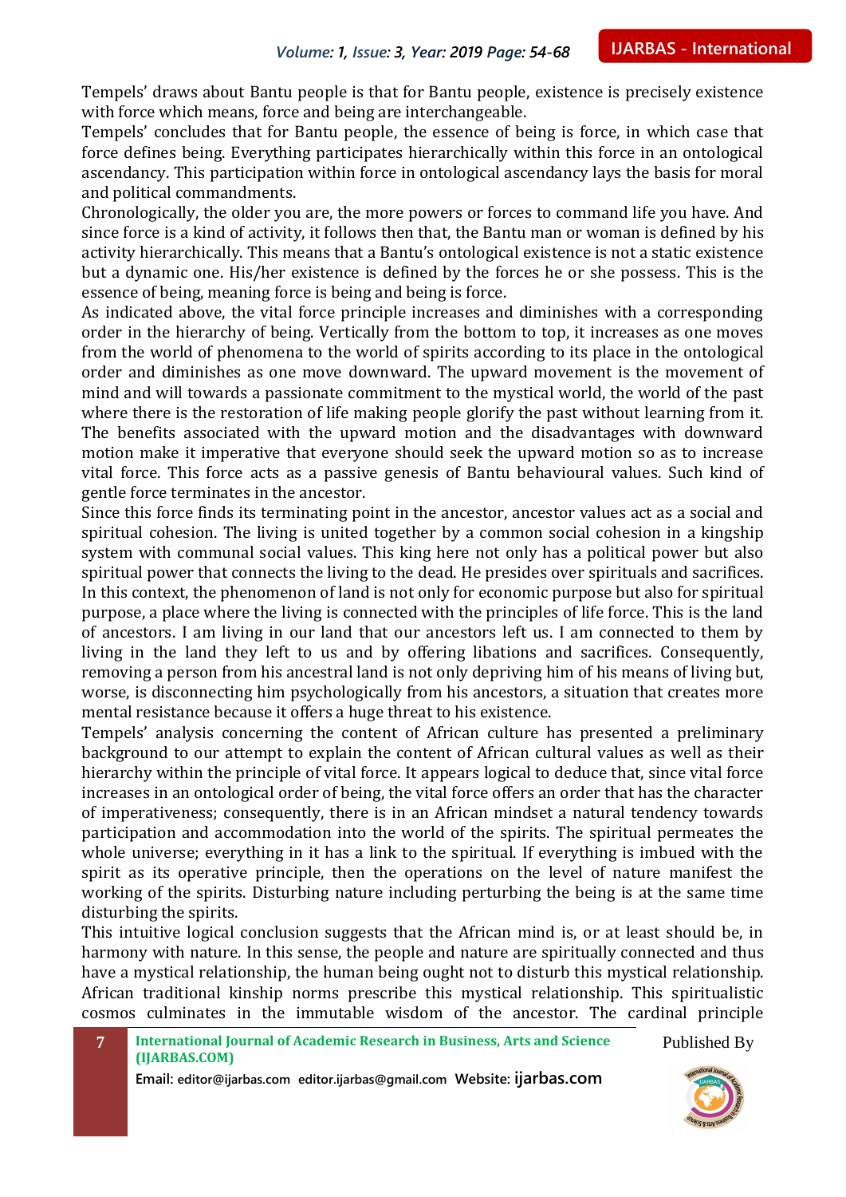Tempels' draws about Bantu people is that for Bantu people, existence is precisely existence with force which means, force and being are interchangeable.

Tempels' concludes that for Bantu people, the essence of being is force, in which case that force defines being. Everything participates hierarchically within this force in an ontological ascendancy. This participation within force in ontological ascendancy lays the basis for moral and political commandments.

Chronologically, the older you are, the more powers or forces to command life you have. And since force is a kind of activity, it follows then that, the Bantu man or woman is defined by his activity hierarchically. This means that a Bantu's ontological existence is not a static existence but a dynamic one. His/her existence is defined by the forces he or she possess. This is the essence of being, meaning force is being and being is force.

As indicated above, the vital force principle increases and diminishes with a corresponding order in the hierarchy of being. Vertically from the bottom to top, it increases as one moves from the world of phenomena to the world of spirits according to its place in the ontological order and diminishes as one move downward. The upward movement is the movement of mind and will towards a passionate commitment to the mystical world, the world of the past where there is the restoration of life making people glorify the past without learning from it. The benefits associated with the upward motion and the disadvantages with downward motion make it imperative that everyone should seek the upward motion so as to increase vital force. This force acts as a passive genesis of Bantu behavioural values. Such kind of gentle force terminates in the ancestor.

Since this force finds its terminating point in the ancestor, ancestor values act as a social and spiritual cohesion. The living is united together by a common social cohesion in a kingship system with communal social values. This king here not only has a political power but also spiritual power that connects the living to the dead. He presides over spirituals and sacrifices. In this context, the phenomenon of land is not only for economic purpose but also for spiritual purpose, a place where the living is connected with the principles of life force. This is the land of ancestors. I am living in our land that our ancestors left us. I am connected to them by living in the land they left to us and by offering libations and sacrifices. Consequently, removing a person from his ancestral land is not only depriving him of his means of living but, worse, is disconnecting him psychologically from his ancestors, a situation that creates more mental resistance because it offers a huge threat to his existence.

Tempels' analysis concerning the content of African culture has presented a preliminary background to our attempt to explain the content of African cultural values as well as their hierarchy within the principle of vital force. It appears logical to deduce that, since vital force increases in an ontological order of being, the vital force offers an order that has the character of imperativeness; consequently, there is in an African mindset a natural tendency towards participation and accommodation into the world of the spirits. The spiritual permeates the whole universe; everything in it has a link to the spiritual. If everything is imbued with the spirit as its operative principle, then the operations on the level of nature manifest the working of the spirits. Disturbing nature including perturbing the being is at the same time disturbing the spirits.

This intuitive logical conclusion suggests that the African mind is, or at least should be, in harmony with nature. In this sense, the people and nature are spiritually connected and thus have a mystical relationship, the human being ought not to disturb this mystical relationship. African traditional kinship norms prescribe this mystical relationship. This spiritualistic cosmos culminates in the immutable wisdom of the ancestor. The cardinal principle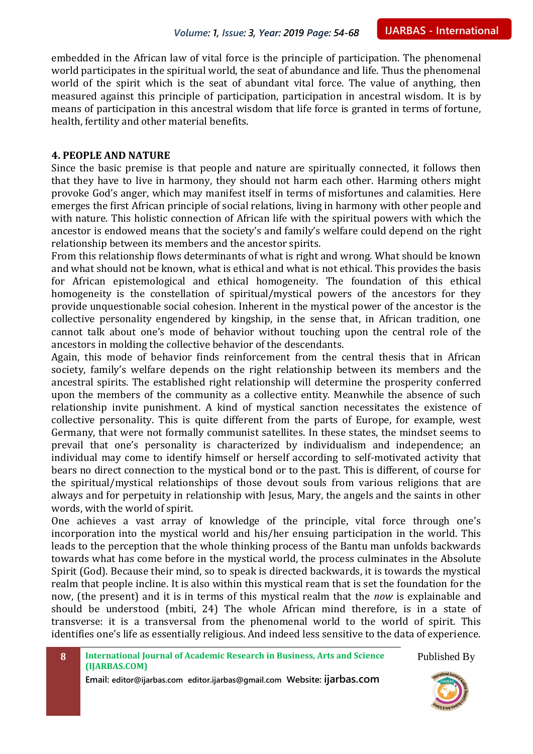embedded in the African law of vital force is the principle of participation. The phenomenal world participates in the spiritual world, the seat of abundance and life. Thus the phenomenal world of the spirit which is the seat of abundant vital force. The value of anything, then measured against this principle of participation, participation in ancestral wisdom. It is by means of participation in this ancestral wisdom that life force is granted in terms of fortune, health, fertility and other material benefits.

## 4. PEOPLE AND NATURE

Since the basic premise is that people and nature are spiritually connected, it follows then that they have to live in harmony, they should not harm each other. Harming others might provoke God's anger, which may manifest itself in terms of misfortunes and calamities. Here emerges the first African principle of social relations, living in harmony with other people and with nature. This holistic connection of African life with the spiritual powers with which the ancestor is endowed means that the society's and family's welfare could depend on the right relationship between its members and the ancestor spirits.

From this relationship flows determinants of what is right and wrong. What should be known and what should not be known, what is ethical and what is not ethical. This provides the basis for African epistemological and ethical homogeneity. The foundation of this ethical homogeneity is the constellation of spiritual/mystical powers of the ancestors for they provide unquestionable social cohesion. Inherent in the mystical power of the ancestor is the collective personality engendered by kingship, in the sense that, in African tradition, one cannot talk about one's mode of behavior without touching upon the central role of the ancestors in molding the collective behavior of the descendants.

Again, this mode of behavior finds reinforcement from the central thesis that in African society, family's welfare depends on the right relationship between its members and the ancestral spirits. The established right relationship will determine the prosperity conferred upon the members of the community as a collective entity. Meanwhile the absence of such relationship invite punishment. A kind of mystical sanction necessitates the existence of collective personality. This is quite different from the parts of Europe, for example, west Germany, that were not formally communist satellites. In these states, the mindset seems to prevail that one's personality is characterized by individualism and independence; an individual may come to identify himself or herself according to self-motivated activity that bears no direct connection to the mystical bond or to the past. This is different, of course for the spiritual/mystical relationships of those devout souls from various religions that are always and for perpetuity in relationship with Jesus, Mary, the angels and the saints in other words, with the world of spirit.

One achieves a vast array of knowledge of the principle, vital force through one's incorporation into the mystical world and his/her ensuing participation in the world. This leads to the perception that the whole thinking process of the Bantu man unfolds backwards towards what has come before in the mystical world, the process culminates in the Absolute Spirit (God). Because their mind, so to speak is directed backwards, it is towards the mystical realm that people incline. It is also within this mystical ream that is set the foundation for the now, (the present) and it is in terms of this mystical realm that the *now* is explainable and should be understood (mbiti, 24) The whole African mind therefore, is in a state of transverse: it is a transversal from the phenomenal world to the world of spirit. This identifies one's life as essentially religious. And indeed less sensitive to the data of experience.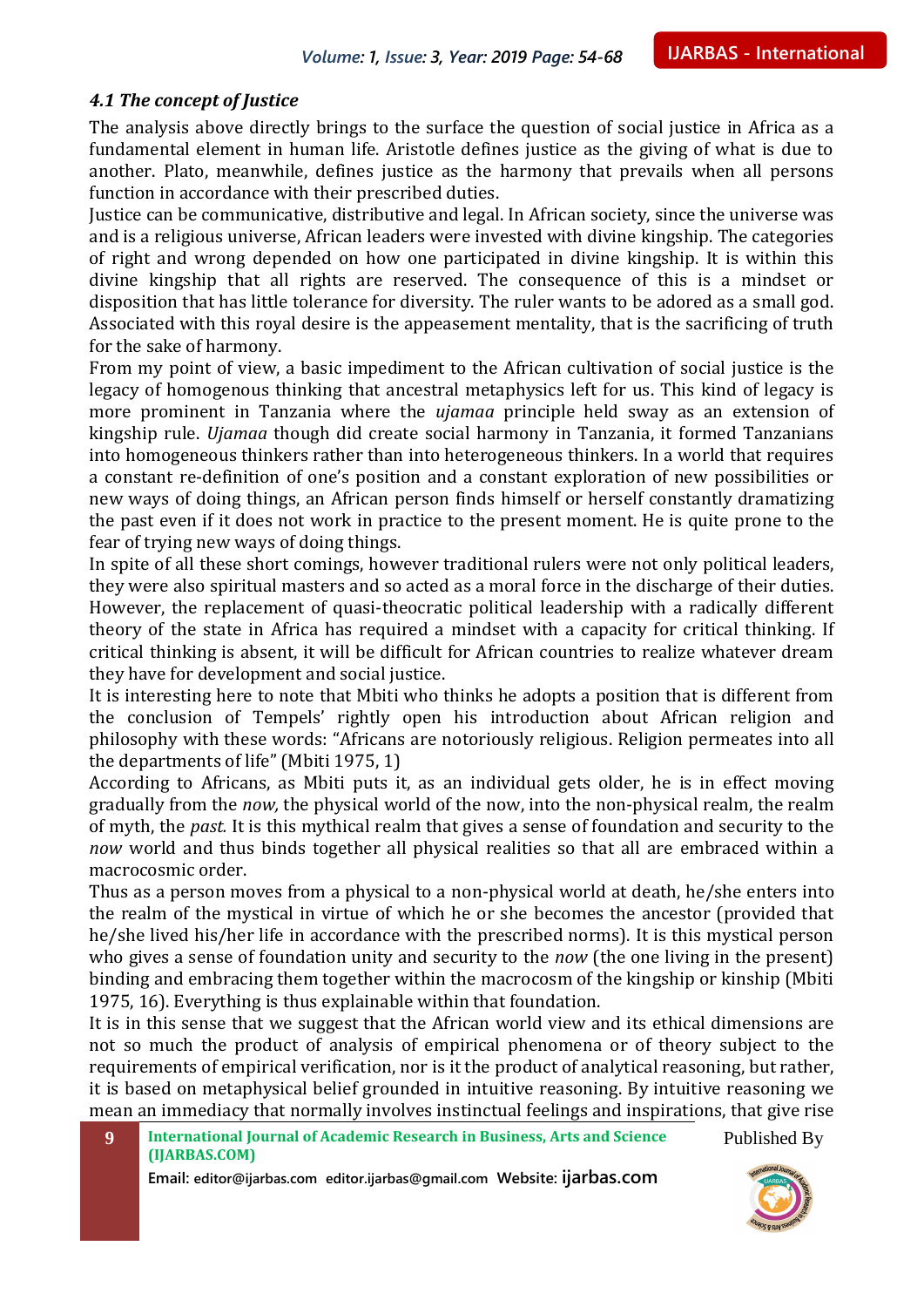### *4.1 The concept of Justice*

The analysis above directly brings to the surface the question of social justice in Africa as a fundamental element in human life. Aristotle defines justice as the giving of what is due to another. Plato, meanwhile, defines justice as the harmony that prevails when all persons function in accordance with their prescribed duties.

Justice can be communicative, distributive and legal. In African society, since the universe was and is a religious universe, African leaders were invested with divine kingship. The categories of right and wrong depended on how one participated in divine kingship. It is within this divine kingship that all rights are reserved. The consequence of this is a mindset or disposition that has little tolerance for diversity. The ruler wants to be adored as a small god. Associated with this royal desire is the appeasement mentality, that is the sacrificing of truth for the sake of harmony.

From my point of view, a basic impediment to the African cultivation of social justice is the legacy of homogenous thinking that ancestral metaphysics left for us. This kind of legacy is more prominent in Tanzania where the *ujamaa* principle held sway as an extension of kingship rule. *Ujamaa* though did create social harmony in Tanzania, it formed Tanzanians into homogeneous thinkers rather than into heterogeneous thinkers. In a world that requires a constant re-definition of one's position and a constant exploration of new possibilities or new ways of doing things, an African person finds himself or herself constantly dramatizing the past even if it does not work in practice to the present moment. He is quite prone to the fear of trying new ways of doing things.

In spite of all these short comings, however traditional rulers were not only political leaders, they were also spiritual masters and so acted as a moral force in the discharge of their duties. However, the replacement of quasi-theocratic political leadership with a radically different theory of the state in Africa has required a mindset with a capacity for critical thinking. If critical thinking is absent, it will be difficult for African countries to realize whatever dream they have for development and social justice.

It is interesting here to note that Mbiti who thinks he adopts a position that is different from the conclusion of Tempels' rightly open his introduction about African religion and philosophy with these words: "Africans are notoriously religious. Religion permeates into all the departments of life" (Mbiti 1975, 1)

According to Africans, as Mbiti puts it, as an individual gets older, he is in effect moving gradually from the *now,* the physical world of the now, into the non-physical realm, the realm of myth, the *past.* It is this mythical realm that gives a sense of foundation and security to the *now* world and thus binds together all physical realities so that all are embraced within a macrocosmic order.

Thus as a person moves from a physical to a non-physical world at death, he/she enters into the realm of the mystical in virtue of which he or she becomes the ancestor (provided that he/she lived his/her life in accordance with the prescribed norms). It is this mystical person who gives a sense of foundation unity and security to the *now* (the one living in the present) binding and embracing them together within the macrocosm of the kingship or kinship (Mbiti 1975, 16). Everything is thus explainable within that foundation.

It is in this sense that we suggest that the African world view and its ethical dimensions are not so much the product of analysis of empirical phenomena or of theory subject to the requirements of empirical verification, nor is it the product of analytical reasoning, but rather, it is based on metaphysical belief grounded in intuitive reasoning. By intuitive reasoning we mean an immediacy that normally involves instinctual feelings and inspirations, that give rise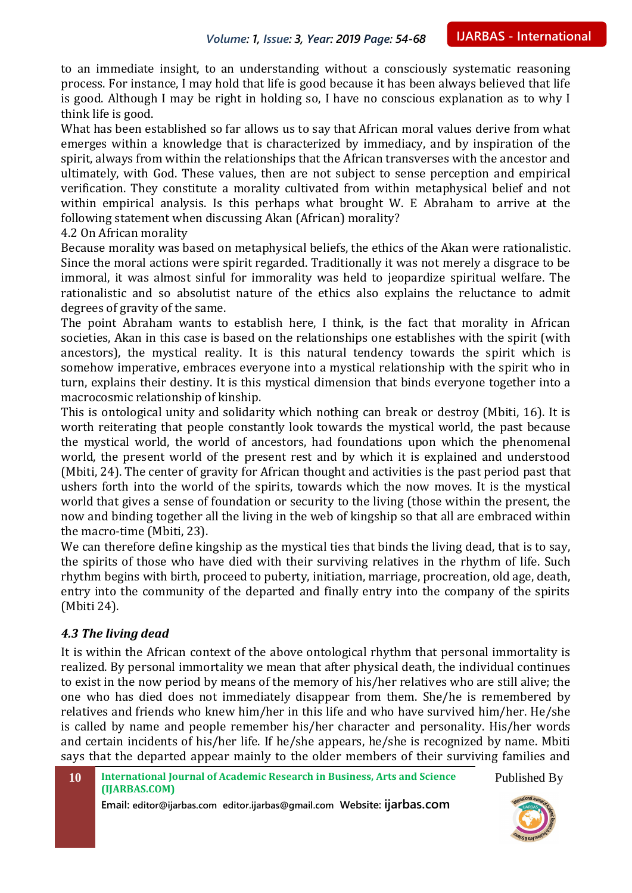to an immediate insight, to an understanding without a consciously systematic reasoning process. For instance, I may hold that life is good because it has been always believed that life is good. Although I may be right in holding so, I have no conscious explanation as to why I think life is good.

What has been established so far allows us to say that African moral values derive from what emerges within a knowledge that is characterized by immediacy, and by inspiration of the spirit, always from within the relationships that the African transverses with the ancestor and ultimately, with God. These values, then are not subject to sense perception and empirical verification. They constitute a morality cultivated from within metaphysical belief and not within empirical analysis. Is this perhaps what brought W. E Abraham to arrive at the following statement when discussing Akan (African) morality?

4.2 On African morality

Because morality was based on metaphysical beliefs, the ethics of the Akan were rationalistic. Since the moral actions were spirit regarded. Traditionally it was not merely a disgrace to be immoral, it was almost sinful for immorality was held to jeopardize spiritual welfare. The rationalistic and so absolutist nature of the ethics also explains the reluctance to admit degrees of gravity of the same.

The point Abraham wants to establish here, I think, is the fact that morality in African societies, Akan in this case is based on the relationships one establishes with the spirit (with ancestors), the mystical reality. It is this natural tendency towards the spirit which is somehow imperative, embraces everyone into a mystical relationship with the spirit who in turn, explains their destiny. It is this mystical dimension that binds everyone together into a macrocosmic relationship of kinship.

This is ontological unity and solidarity which nothing can break or destroy (Mbiti, 16). It is worth reiterating that people constantly look towards the mystical world, the past because the mystical world, the world of ancestors, had foundations upon which the phenomenal world, the present world of the present rest and by which it is explained and understood (Mbiti, 24). The center of gravity for African thought and activities is the past period past that ushers forth into the world of the spirits, towards which the now moves. It is the mystical world that gives a sense of foundation or security to the living (those within the present, the now and binding together all the living in the web of kingship so that all are embraced within the macro-time (Mbiti, 23).

We can therefore define kingship as the mystical ties that binds the living dead, that is to say, the spirits of those who have died with their surviving relatives in the rhythm of life. Such rhythm begins with birth, proceed to puberty, initiation, marriage, procreation, old age, death, entry into the community of the departed and finally entry into the company of the spirits (Mbiti 24).

### *4.3 The living dead*

It is within the African context of the above ontological rhythm that personal immortality is realized. By personal immortality we mean that after physical death, the individual continues to exist in the now period by means of the memory of his/her relatives who are still alive; the one who has died does not immediately disappear from them. She/he is remembered by relatives and friends who knew him/her in this life and who have survived him/her. He/she is called by name and people remember his/her character and personality. His/her words and certain incidents of his/her life. If he/she appears, he/she is recognized by name. Mbiti says that the departed appear mainly to the older members of their surviving families and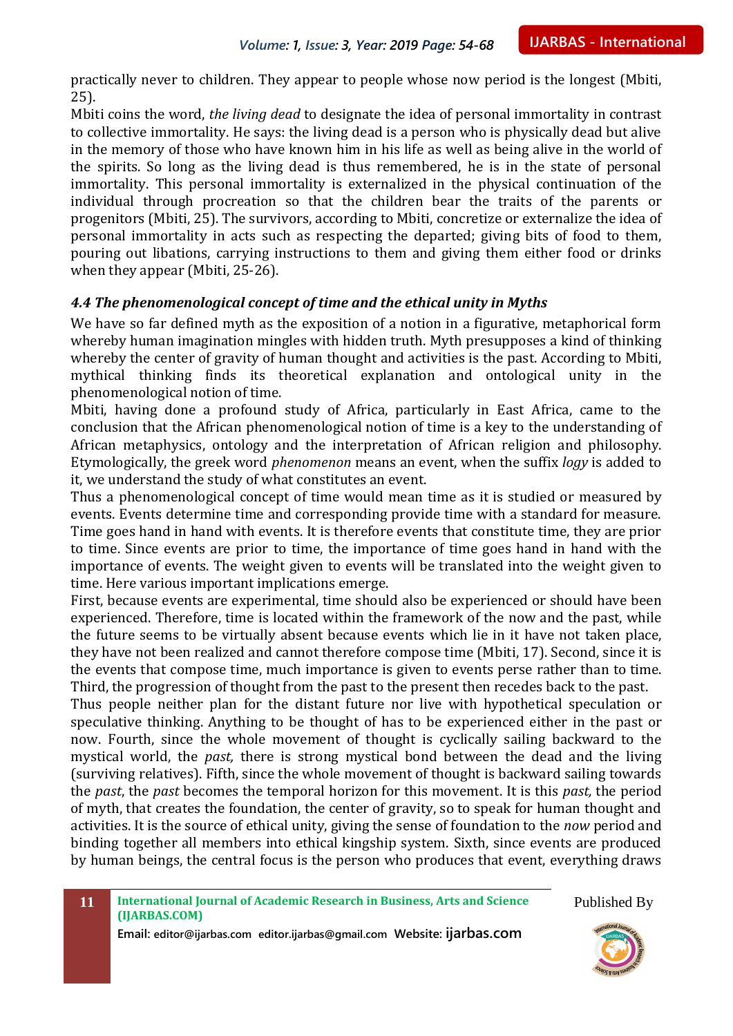practically never to children. They appear to people whose now period is the longest (Mbiti, 25).

Mbiti coins the word, *the living dead* to designate the idea of personal immortality in contrast to collective immortality. He says: the living dead is a person who is physically dead but alive in the memory of those who have known him in his life as well as being alive in the world of the spirits. So long as the living dead is thus remembered, he is in the state of personal immortality. This personal immortality is externalized in the physical continuation of the individual through procreation so that the children bear the traits of the parents or progenitors (Mbiti, 25). The survivors, according to Mbiti, concretize or externalize the idea of personal immortality in acts such as respecting the departed; giving bits of food to them, pouring out libations, carrying instructions to them and giving them either food or drinks when they appear (Mbiti, 25-26).

### *4.4 The phenomenological concept of time and the ethical unity in Myths*

We have so far defined myth as the exposition of a notion in a figurative, metaphorical form whereby human imagination mingles with hidden truth. Myth presupposes a kind of thinking whereby the center of gravity of human thought and activities is the past. According to Mbiti, mythical thinking finds its theoretical explanation and ontological unity in the phenomenological notion of time.

Mbiti, having done a profound study of Africa, particularly in East Africa, came to the conclusion that the African phenomenological notion of time is a key to the understanding of African metaphysics, ontology and the interpretation of African religion and philosophy. Etymologically, the greek word *phenomenon* means an event, when the suffix *logy* is added to it, we understand the study of what constitutes an event.

Thus a phenomenological concept of time would mean time as it is studied or measured by events. Events determine time and corresponding provide time with a standard for measure. Time goes hand in hand with events. It is therefore events that constitute time, they are prior to time. Since events are prior to time, the importance of time goes hand in hand with the importance of events. The weight given to events will be translated into the weight given to time. Here various important implications emerge.

First, because events are experimental, time should also be experienced or should have been experienced. Therefore, time is located within the framework of the now and the past, while the future seems to be virtually absent because events which lie in it have not taken place, they have not been realized and cannot therefore compose time (Mbiti, 17). Second, since it is the events that compose time, much importance is given to events perse rather than to time. Third, the progression of thought from the past to the present then recedes back to the past.

Thus people neither plan for the distant future nor live with hypothetical speculation or speculative thinking. Anything to be thought of has to be experienced either in the past or now. Fourth, since the whole movement of thought is cyclically sailing backward to the mystical world, the *past,* there is strong mystical bond between the dead and the living (surviving relatives). Fifth, since the whole movement of thought is backward sailing towards the *past*, the *past* becomes the temporal horizon for this movement. It is this *past,* the period of myth, that creates the foundation, the center of gravity, so to speak for human thought and activities. It is the source of ethical unity, giving the sense of foundation to the *now* period and binding together all members into ethical kingship system. Sixth, since events are produced by human beings, the central focus is the person who produces that event, everything draws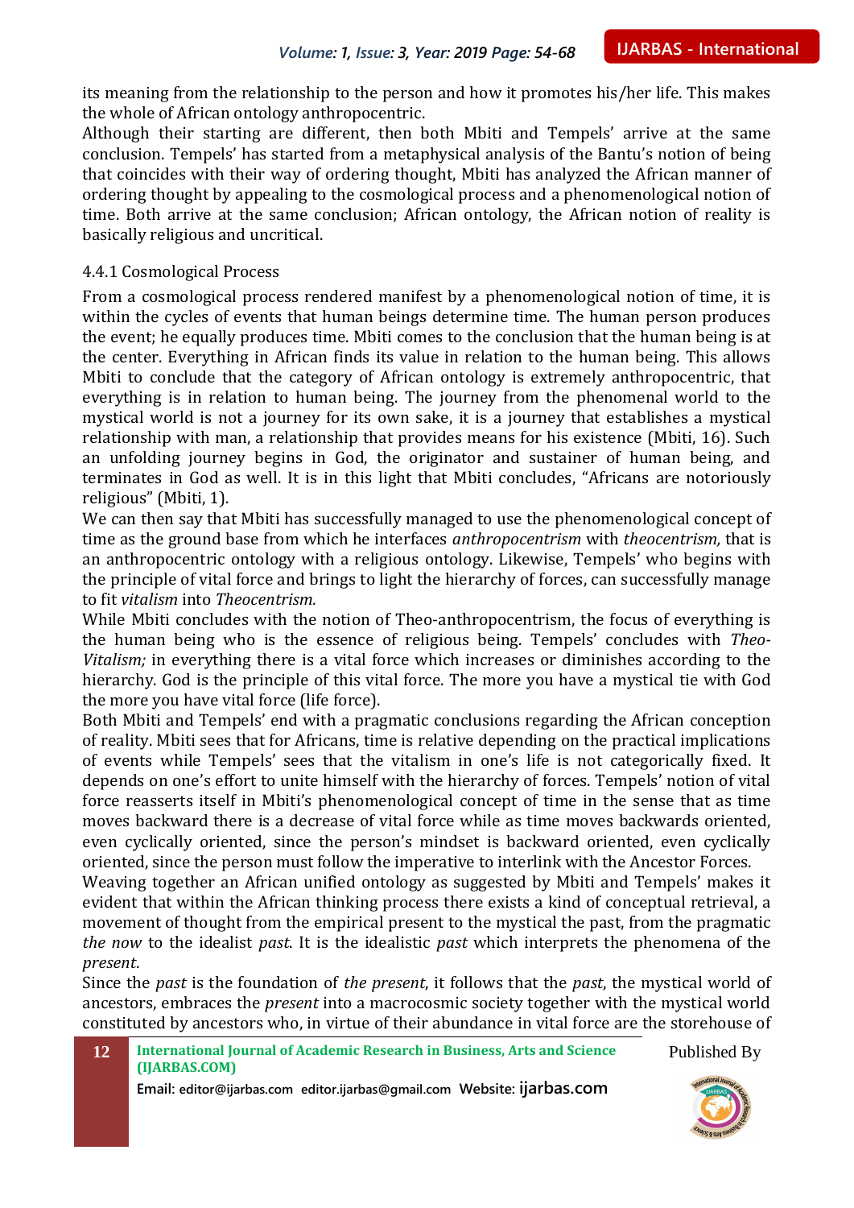its meaning from the relationship to the person and how it promotes his/her life. This makes the whole of African ontology anthropocentric.

Although their starting are different, then both Mbiti and Tempels' arrive at the same conclusion. Tempels' has started from a metaphysical analysis of the Bantu's notion of being that coincides with their way of ordering thought, Mbiti has analyzed the African manner of ordering thought by appealing to the cosmological process and a phenomenological notion of time. Both arrive at the same conclusion; African ontology, the African notion of reality is basically religious and uncritical.

### 4.4.1 Cosmological Process

From a cosmological process rendered manifest by a phenomenological notion of time, it is within the cycles of events that human beings determine time. The human person produces the event; he equally produces time. Mbiti comes to the conclusion that the human being is at the center. Everything in African finds its value in relation to the human being. This allows Mbiti to conclude that the category of African ontology is extremely anthropocentric, that everything is in relation to human being. The journey from the phenomenal world to the mystical world is not a journey for its own sake, it is a journey that establishes a mystical relationship with man, a relationship that provides means for his existence (Mbiti, 16). Such an unfolding journey begins in God, the originator and sustainer of human being, and terminates in God as well. It is in this light that Mbiti concludes, "Africans are notoriously religious" (Mbiti, 1).

We can then say that Mbiti has successfully managed to use the phenomenological concept of time as the ground base from which he interfaces *anthropocentrism* with *theocentrism,* that is an anthropocentric ontology with a religious ontology. Likewise, Tempels' who begins with the principle of vital force and brings to light the hierarchy of forces, can successfully manage to fit *vitalism* into *Theocentrism.*

While Mbiti concludes with the notion of Theo-anthropocentrism, the focus of everything is the human being who is the essence of religious being. Tempels' concludes with *Theo-Vitalism;* in everything there is a vital force which increases or diminishes according to the hierarchy. God is the principle of this vital force. The more you have a mystical tie with God the more you have vital force (life force).

Both Mbiti and Tempels' end with a pragmatic conclusions regarding the African conception of reality. Mbiti sees that for Africans, time is relative depending on the practical implications of events while Tempels' sees that the vitalism in one's life is not categorically fixed. It depends on one's effort to unite himself with the hierarchy of forces. Tempels' notion of vital force reasserts itself in Mbiti's phenomenological concept of time in the sense that as time moves backward there is a decrease of vital force while as time moves backwards oriented, even cyclically oriented, since the person's mindset is backward oriented, even cyclically oriented, since the person must follow the imperative to interlink with the Ancestor Forces.

Weaving together an African unified ontology as suggested by Mbiti and Tempels' makes it evident that within the African thinking process there exists a kind of conceptual retrieval, a movement of thought from the empirical present to the mystical the past, from the pragmatic *the now* to the idealist *past*. It is the idealistic *past* which interprets the phenomena of the *present*.

Since the *past* is the foundation of *the present*, it follows that the *past*, the mystical world of ancestors, embraces the *present* into a macrocosmic society together with the mystical world constituted by ancestors who, in virtue of their abundance in vital force are the storehouse of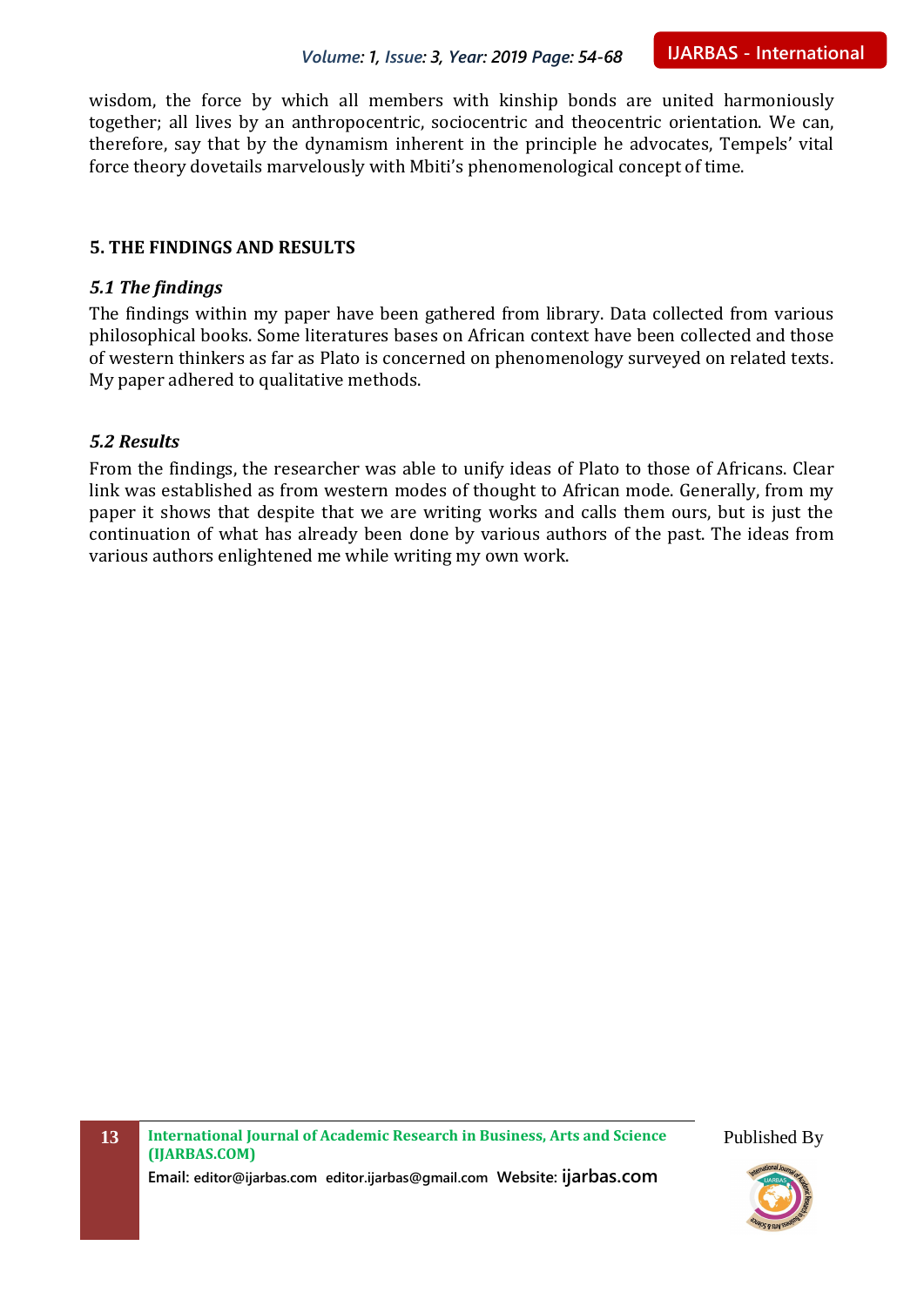wisdom, the force by which all members with kinship bonds are united harmoniously together; all lives by an anthropocentric, sociocentric and theocentric orientation. We can, therefore, say that by the dynamism inherent in the principle he advocates, Tempels' vital force theory dovetails marvelously with Mbiti's phenomenological concept of time.

## 5. THE FINDINGS AND RESULTS

### *5.1 The findings*

The findings within my paper have been gathered from library. Data collected from various philosophical books. Some literatures bases on African context have been collected and those of western thinkers as far as Plato is concerned on phenomenology surveyed on related texts. My paper adhered to qualitative methods.

### *5.2 Results*

From the findings, the researcher was able to unify ideas of Plato to those of Africans. Clear link was established as from western modes of thought to African mode. Generally, from my paper it shows that despite that we are writing works and calls them ours, but is just the continuation of what has already been done by various authors of the past. The ideas from various authors enlightened me while writing my own work.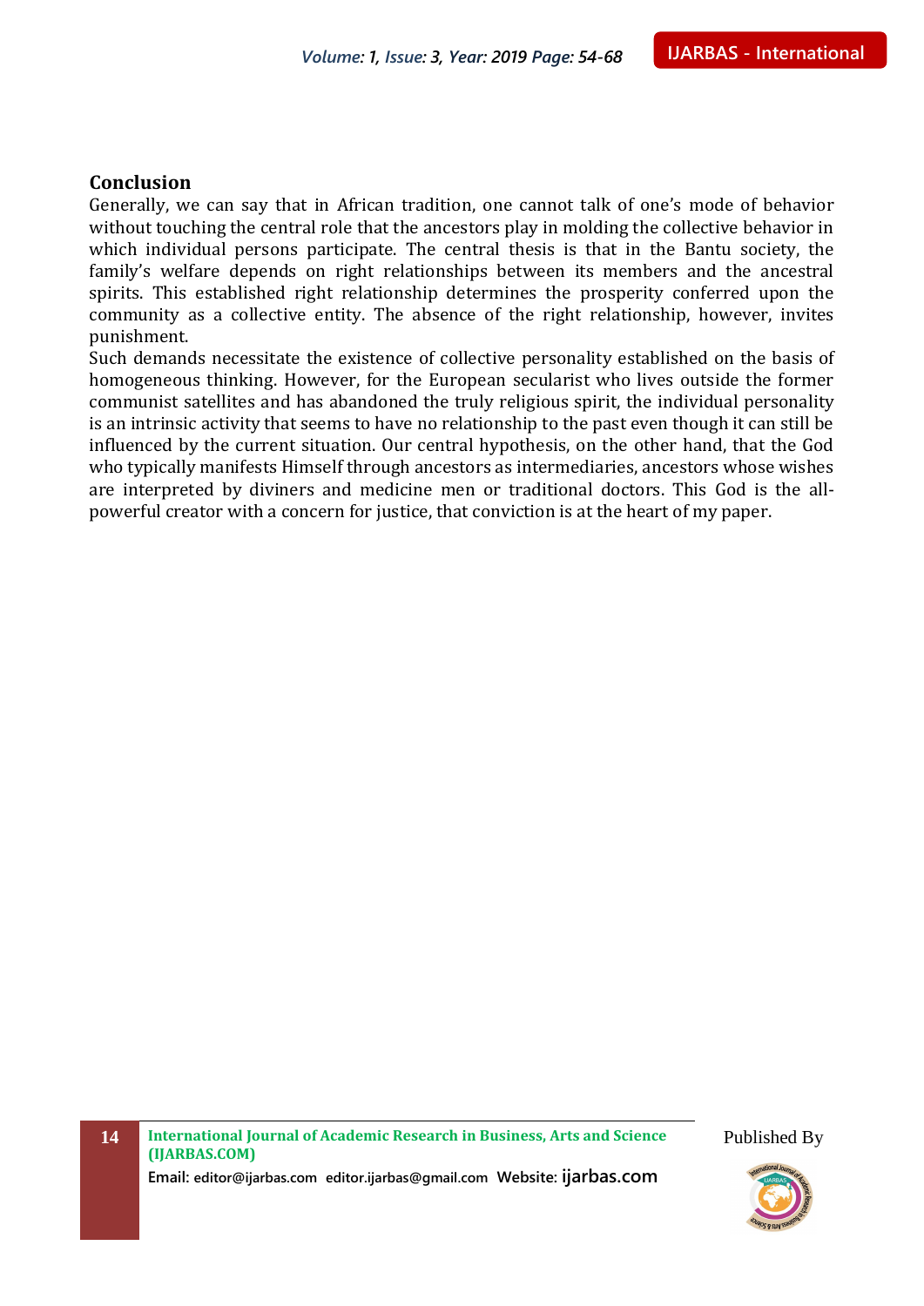## Conclusion

Generally, we can say that in African tradition, one cannot talk of one's mode of behavior without touching the central role that the ancestors play in molding the collective behavior in which individual persons participate. The central thesis is that in the Bantu society, the family's welfare depends on right relationships between its members and the ancestral spirits. This established right relationship determines the prosperity conferred upon the community as a collective entity. The absence of the right relationship, however, invites punishment.

Such demands necessitate the existence of collective personality established on the basis of homogeneous thinking. However, for the European secularist who lives outside the former communist satellites and has abandoned the truly religious spirit, the individual personality is an intrinsic activity that seems to have no relationship to the past even though it can still be influenced by the current situation. Our central hypothesis, on the other hand, that the God who typically manifests Himself through ancestors as intermediaries, ancestors whose wishes are interpreted by diviners and medicine men or traditional doctors. This God is the all-powerful creator with a concern for justice, that conviction is at the heart of my paper.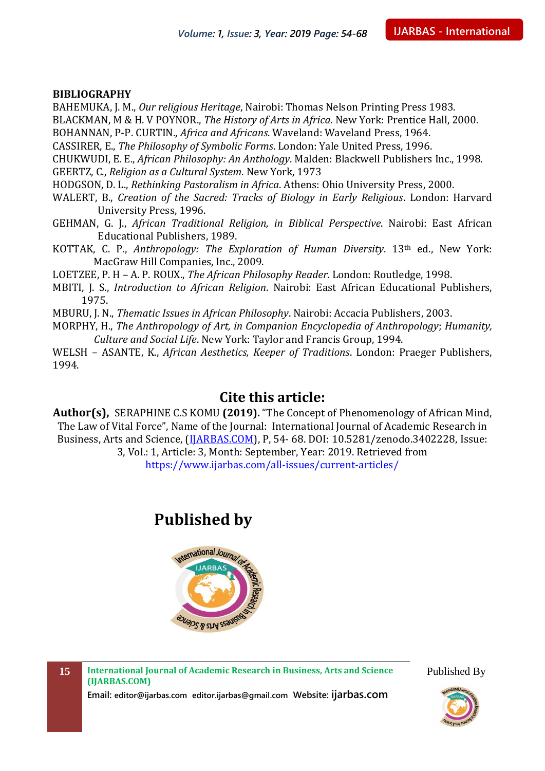**BIBLIOGRAPHY**

BAHEMUKA, J. M., *Our religious Heritage*, Nairobi: Thomas Nelson Printing Press 1983.

BLACKMAN, M & H. V POYNOR., *The History of Arts in Africa*. New York: Prentice Hall, 2000.

BOHANNAN, P-P. CURTIN., *Africa and Africans*. Waveland: Waveland Press, 1964.

CASSIRER, E., *The Philosophy of Symbolic Forms*. London: Yale United Press, 1996.

CHUKWUDI, E. E., *African Philosophy: An Anthology*. Malden: Blackwell Publishers Inc., 1998.

GEERTZ, C., *Religion as a Cultural System*. New York, 1973

HODGSON, D. L., *Rethinking Pastoralism in Africa*. Athens: Ohio University Press, 2000.

WALERT, B., *Creation of the Sacred: Tracks of Biology in Early Religious*. London: Harvard University Press, 1996.

GEHMAN, G. J., *African Traditional Religion, in Biblical Perspective*. Nairobi: East African Educational Publishers, 1989.

KOTTAK, C. P., *Anthropology: The Exploration of Human Diversity*. 13th ed., New York: MacGraw Hill Companies, Inc., 2009.

LOETZEE, P. H – A. P. ROUX., *The African Philosophy Reader*. London: Routledge, 1998.

MBITI, J. S., *Introduction to African Religion*. Nairobi: East African Educational Publishers, 1975.

MBURU, J. N., *Thematic Issues in African Philosophy*. Nairobi: Accacia Publishers, 2003.

MORPHY, H., *The Anthropology of Art, in Companion Encyclopedia of Anthropology*; *Humanity, Culture and Social Life*. New York: Taylor and Francis Group, 1994.

WELSH – ASANTE, K., *African Aesthetics, Keeper of Traditions*. London: Praeger Publishers, 1994.

## Cite this article:

**Author(s),** SERAPHINE C.S KOMU **(2019).** "The Concept of Phenomenology of African Mind, The Law of Vital Force", Name of the Journal: International Journal of Academic Research in Business, Arts and Science, (IJARBAS.COM), P, 54- 68. DOI: 10.5281/zenodo.3402228, Issue: 3, Vol.: 1, Article: 3, Month: September, Year: 2019. Retrieved from https://www.ijarbas.com/all-issues/current-articles/

## Published by